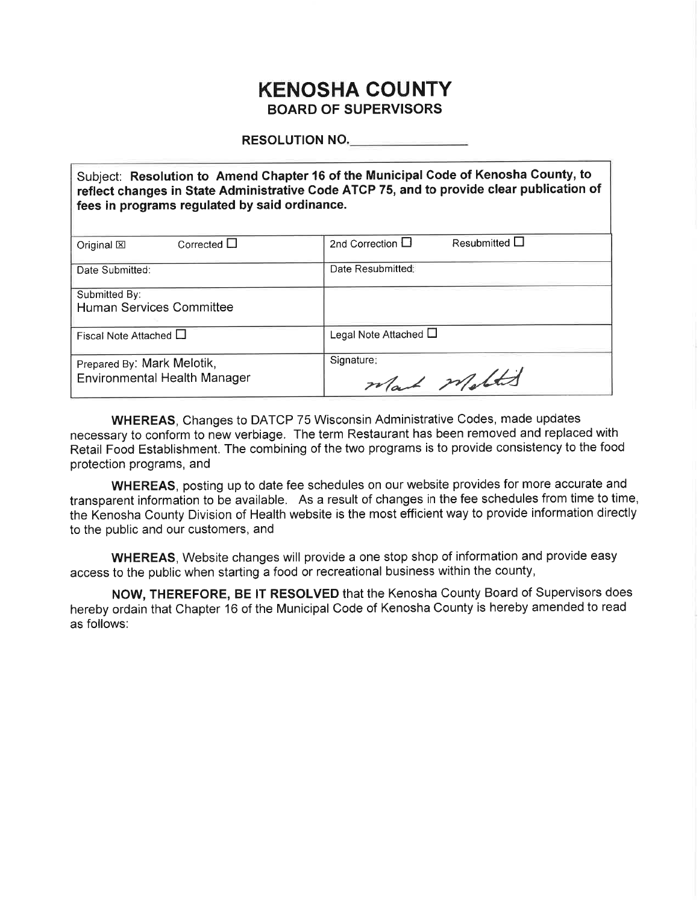# KENOSHA COUNTY

## BOARD OF SUPERVISORS

**RESOLUTION NO.**\_\_\_\_\_\_\_\_\_\_\_\_\_\_\_\_

Subject: **Resolution to Amend Chapter 16 of the Municipal Code of Kenosha County, to reflect changes in State Administrative Code ATCP 75, and to provide clear publication of fees in programs regulated by said ordinance.**

| | |
|---|---|
| Original ☒ Corrected ☐ | 2nd Correction ☐ Resubmitted ☐ |
| Date Submitted: | Date Resubmitted: |
| Submitted By: Human Services Committee | |
| Fiscal Note Attached ☐ | Legal Note Attached ☐ |
| Prepared By: Mark Melotik, Environmental Health Manager | Signature: Mark Melotik |

**WHEREAS**, Changes to DATCP 75 Wisconsin Administrative Codes, made updates necessary to conform to new verbiage. The term Restaurant has been removed and replaced with Retail Food Establishment. The combining of the two programs is to provide consistency to the food protection programs, and

**WHEREAS**, posting up to date fee schedules on our website provides for more accurate and transparent information to be available. As a result of changes in the fee schedules from time to time, the Kenosha County Division of Health website is the most efficient way to provide information directly to the public and our customers, and

**WHEREAS**, Website changes will provide a one stop shop of information and provide easy access to the public when starting a food or recreational business within the county,

**NOW, THEREFORE, BE IT RESOLVED** that the Kenosha County Board of Supervisors does hereby ordain that Chapter 16 of the Municipal Code of Kenosha County is hereby amended to read as follows: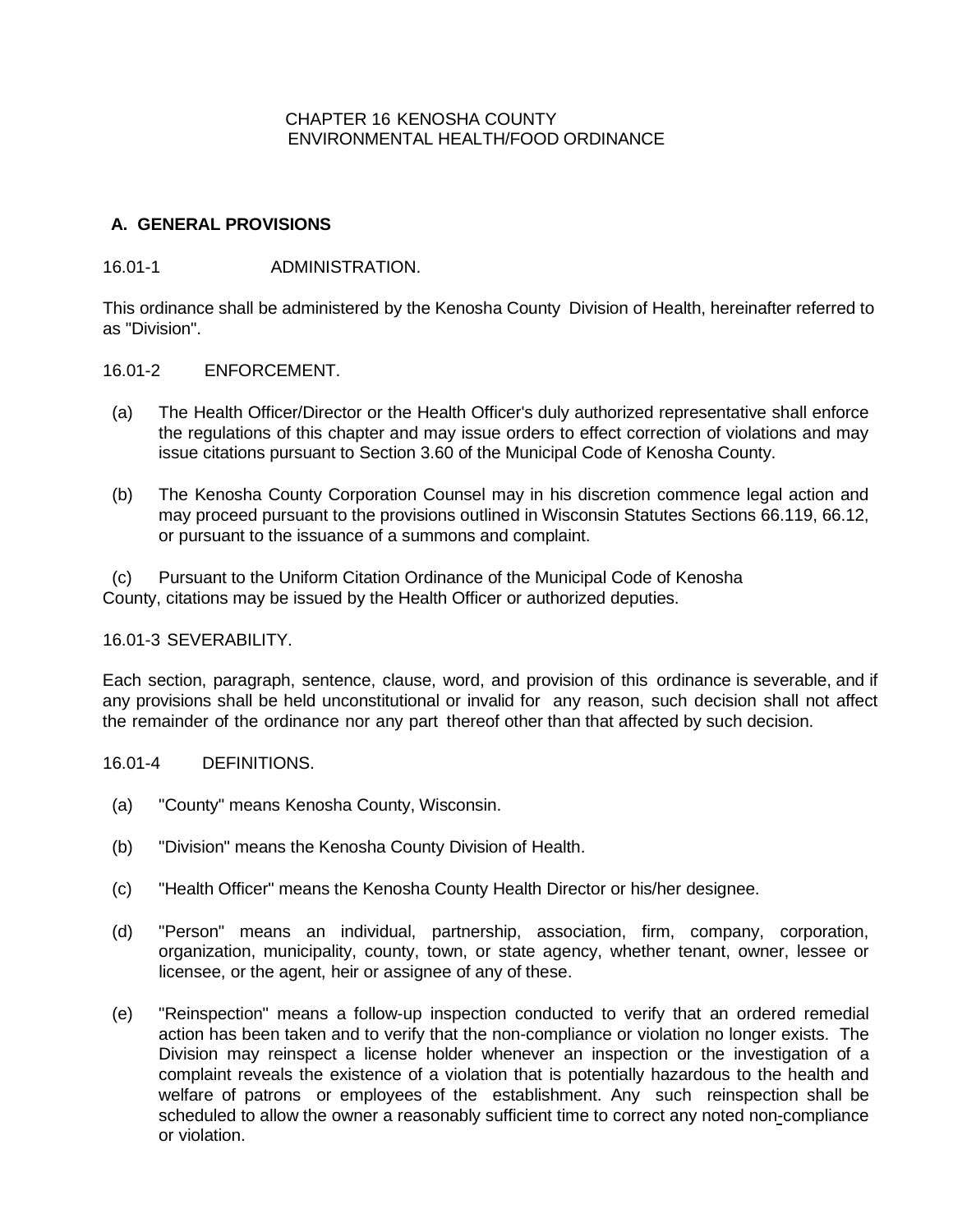# CHAPTER 16 KENOSHA COUNTY ENVIRONMENTAL HEALTH/FOOD ORDINANCE

## A. GENERAL PROVISIONS

16.01-1 ADMINISTRATION.

This ordinance shall be administered by the Kenosha County Division of Health, hereinafter referred to as "Division".

16.01-2 ENFORCEMENT.

(a) The Health Officer/Director or the Health Officer's duly authorized representative shall enforce the regulations of this chapter and may issue orders to effect correction of violations and may issue citations pursuant to Section 3.60 of the Municipal Code of Kenosha County.

(b) The Kenosha County Corporation Counsel may in his discretion commence legal action and may proceed pursuant to the provisions outlined in Wisconsin Statutes Sections 66.119, 66.12, or pursuant to the issuance of a summons and complaint.

(c) Pursuant to the Uniform Citation Ordinance of the Municipal Code of Kenosha County, citations may be issued by the Health Officer or authorized deputies.

16.01-3 SEVERABILITY.

Each section, paragraph, sentence, clause, word, and provision of this ordinance is severable, and if any provisions shall be held unconstitutional or invalid for any reason, such decision shall not affect the remainder of the ordinance nor any part thereof other than that affected by such decision.

16.01-4 DEFINITIONS.

(a) "County" means Kenosha County, Wisconsin.

(b) "Division" means the Kenosha County Division of Health.

(c) "Health Officer" means the Kenosha County Health Director or his/her designee.

(d) "Person" means an individual, partnership, association, firm, company, corporation, organization, municipality, county, town, or state agency, whether tenant, owner, lessee or licensee, or the agent, heir or assignee of any of these.

(e) "Reinspection" means a follow-up inspection conducted to verify that an ordered remedial action has been taken and to verify that the non-compliance or violation no longer exists. The Division may reinspect a license holder whenever an inspection or the investigation of a complaint reveals the existence of a violation that is potentially hazardous to the health and welfare of patrons or employees of the establishment. Any such reinspection shall be scheduled to allow the owner a reasonably sufficient time to correct any noted non-compliance or violation.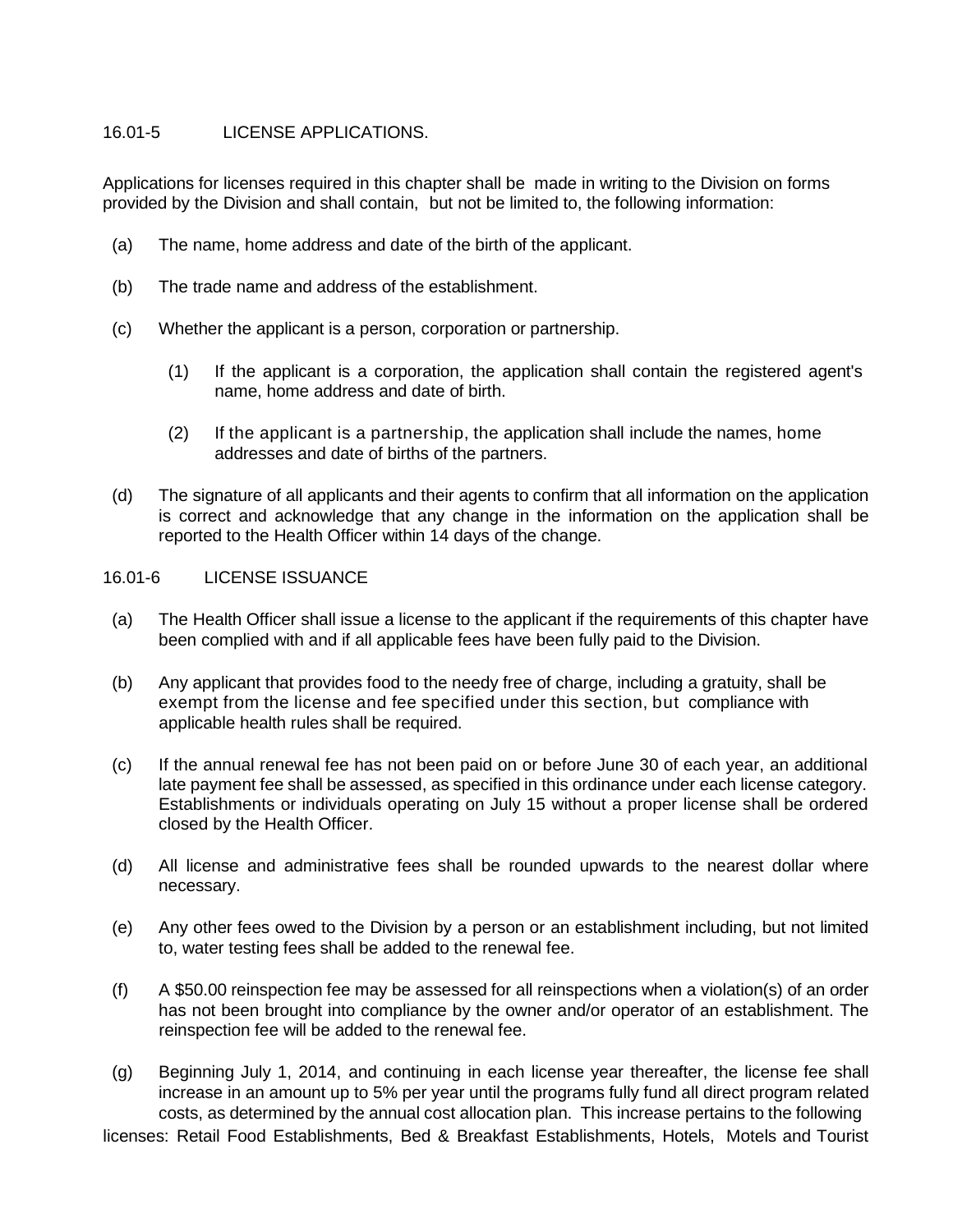## 16.01-5 LICENSE APPLICATIONS.

Applications for licenses required in this chapter shall be made in writing to the Division on forms provided by the Division and shall contain, but not be limited to, the following information:

(a) The name, home address and date of the birth of the applicant.

(b) The trade name and address of the establishment.

(c) Whether the applicant is a person, corporation or partnership.

   (1) If the applicant is a corporation, the application shall contain the registered agent's name, home address and date of birth.

   (2) If the applicant is a partnership, the application shall include the names, home addresses and date of births of the partners.

(d) The signature of all applicants and their agents to confirm that all information on the application is correct and acknowledge that any change in the information on the application shall be reported to the Health Officer within 14 days of the change.

## 16.01-6 LICENSE ISSUANCE

(a) The Health Officer shall issue a license to the applicant if the requirements of this chapter have been complied with and if all applicable fees have been fully paid to the Division.

(b) Any applicant that provides food to the needy free of charge, including a gratuity, shall be exempt from the license and fee specified under this section, but compliance with applicable health rules shall be required.

(c) If the annual renewal fee has not been paid on or before June 30 of each year, an additional late payment fee shall be assessed, as specified in this ordinance under each license category. Establishments or individuals operating on July 15 without a proper license shall be ordered closed by the Health Officer.

(d) All license and administrative fees shall be rounded upwards to the nearest dollar where necessary.

(e) Any other fees owed to the Division by a person or an establishment including, but not limited to, water testing fees shall be added to the renewal fee.

(f) A $50.00 reinspection fee may be assessed for all reinspections when a violation(s) of an order has not been brought into compliance by the owner and/or operator of an establishment. The reinspection fee will be added to the renewal fee.

(g) Beginning July 1, 2014, and continuing in each license year thereafter, the license fee shall increase in an amount up to 5% per year until the programs fully fund all direct program related costs, as determined by the annual cost allocation plan. This increase pertains to the following licenses: Retail Food Establishments, Bed & Breakfast Establishments, Hotels, Motels and Tourist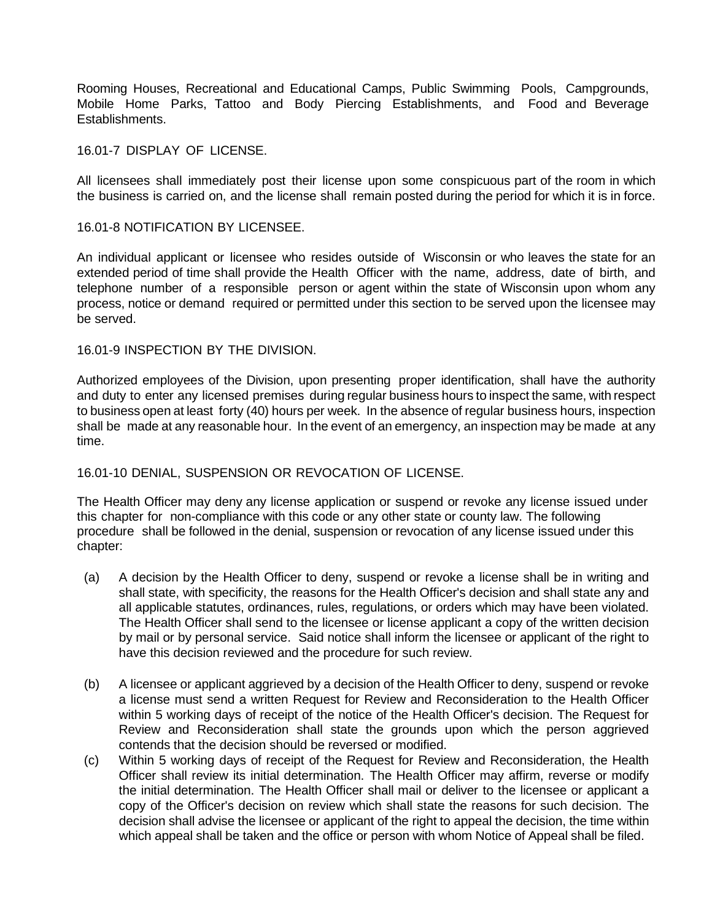Rooming Houses, Recreational and Educational Camps, Public Swimming Pools, Campgrounds, Mobile Home Parks, Tattoo and Body Piercing Establishments, and Food and Beverage Establishments.

16.01-7 DISPLAY OF LICENSE.

All licensees shall immediately post their license upon some conspicuous part of the room in which the business is carried on, and the license shall remain posted during the period for which it is in force.

16.01-8 NOTIFICATION BY LICENSEE.

An individual applicant or licensee who resides outside of Wisconsin or who leaves the state for an extended period of time shall provide the Health Officer with the name, address, date of birth, and telephone number of a responsible person or agent within the state of Wisconsin upon whom any process, notice or demand required or permitted under this section to be served upon the licensee may be served.

16.01-9 INSPECTION BY THE DIVISION.

Authorized employees of the Division, upon presenting proper identification, shall have the authority and duty to enter any licensed premises during regular business hours to inspect the same, with respect to business open at least forty (40) hours per week. In the absence of regular business hours, inspection shall be made at any reasonable hour. In the event of an emergency, an inspection may be made at any time.

16.01-10 DENIAL, SUSPENSION OR REVOCATION OF LICENSE.

The Health Officer may deny any license application or suspend or revoke any license issued under this chapter for non-compliance with this code or any other state or county law. The following procedure shall be followed in the denial, suspension or revocation of any license issued under this chapter:

(a) A decision by the Health Officer to deny, suspend or revoke a license shall be in writing and shall state, with specificity, the reasons for the Health Officer's decision and shall state any and all applicable statutes, ordinances, rules, regulations, or orders which may have been violated. The Health Officer shall send to the licensee or license applicant a copy of the written decision by mail or by personal service. Said notice shall inform the licensee or applicant of the right to have this decision reviewed and the procedure for such review.

(b) A licensee or applicant aggrieved by a decision of the Health Officer to deny, suspend or revoke a license must send a written Request for Review and Reconsideration to the Health Officer within 5 working days of receipt of the notice of the Health Officer's decision. The Request for Review and Reconsideration shall state the grounds upon which the person aggrieved contends that the decision should be reversed or modified.

(c) Within 5 working days of receipt of the Request for Review and Reconsideration, the Health Officer shall review its initial determination. The Health Officer may affirm, reverse or modify the initial determination. The Health Officer shall mail or deliver to the licensee or applicant a copy of the Officer's decision on review which shall state the reasons for such decision. The decision shall advise the licensee or applicant of the right to appeal the decision, the time within which appeal shall be taken and the office or person with whom Notice of Appeal shall be filed.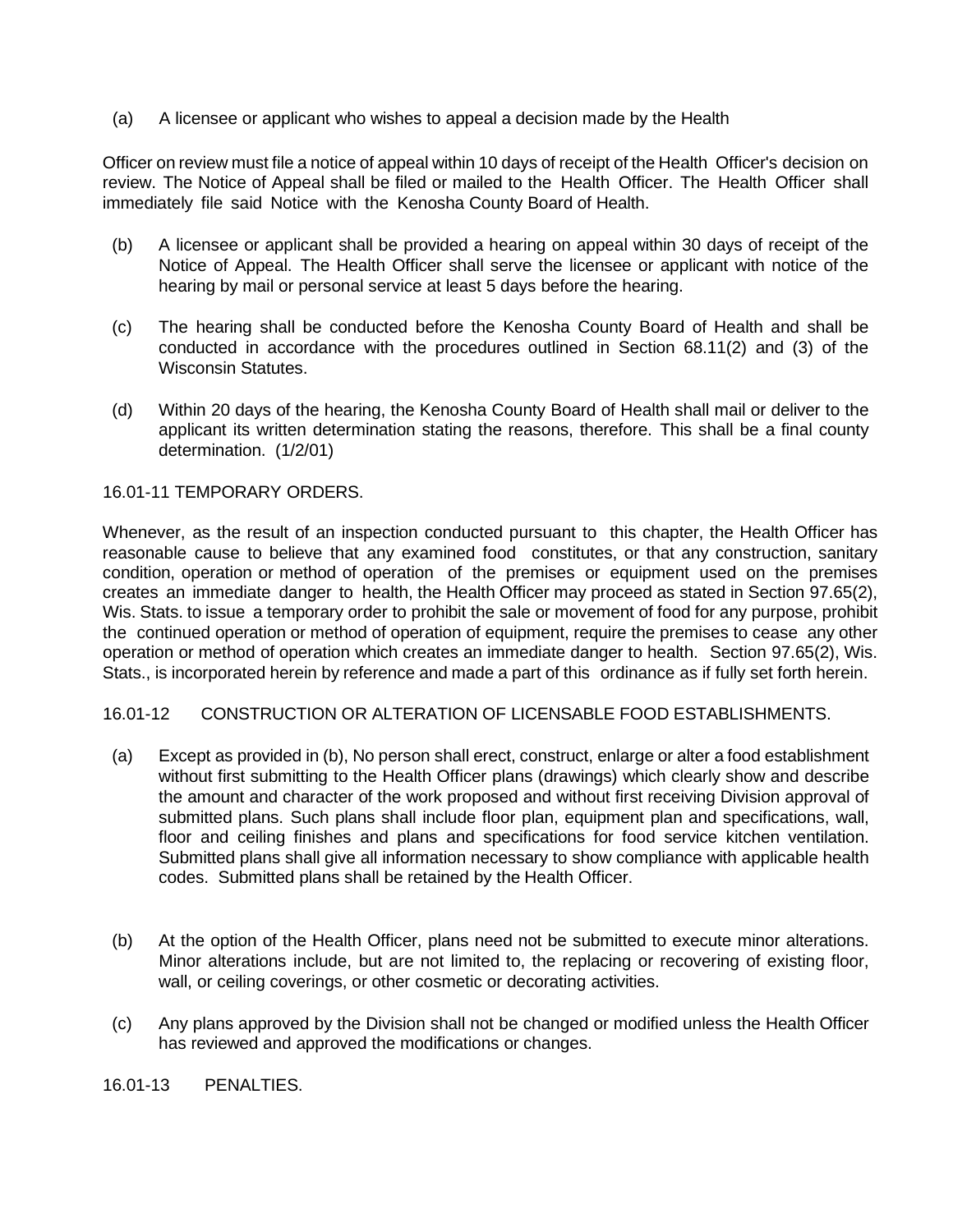(a) A licensee or applicant who wishes to appeal a decision made by the Health

Officer on review must file a notice of appeal within 10 days of receipt of the Health Officer's decision on review. The Notice of Appeal shall be filed or mailed to the Health Officer. The Health Officer shall immediately file said Notice with the Kenosha County Board of Health.

(b) A licensee or applicant shall be provided a hearing on appeal within 30 days of receipt of the Notice of Appeal. The Health Officer shall serve the licensee or applicant with notice of the hearing by mail or personal service at least 5 days before the hearing.

(c) The hearing shall be conducted before the Kenosha County Board of Health and shall be conducted in accordance with the procedures outlined in Section 68.11(2) and (3) of the Wisconsin Statutes.

(d) Within 20 days of the hearing, the Kenosha County Board of Health shall mail or deliver to the applicant its written determination stating the reasons, therefore. This shall be a final county determination. (1/2/01)

16.01-11 TEMPORARY ORDERS.

Whenever, as the result of an inspection conducted pursuant to this chapter, the Health Officer has reasonable cause to believe that any examined food constitutes, or that any construction, sanitary condition, operation or method of operation of the premises or equipment used on the premises creates an immediate danger to health, the Health Officer may proceed as stated in Section 97.65(2), Wis. Stats. to issue a temporary order to prohibit the sale or movement of food for any purpose, prohibit the continued operation or method of operation of equipment, require the premises to cease any other operation or method of operation which creates an immediate danger to health. Section 97.65(2), Wis. Stats., is incorporated herein by reference and made a part of this ordinance as if fully set forth herein.

16.01-12 CONSTRUCTION OR ALTERATION OF LICENSABLE FOOD ESTABLISHMENTS.

(a) Except as provided in (b), No person shall erect, construct, enlarge or alter a food establishment without first submitting to the Health Officer plans (drawings) which clearly show and describe the amount and character of the work proposed and without first receiving Division approval of submitted plans. Such plans shall include floor plan, equipment plan and specifications, wall, floor and ceiling finishes and plans and specifications for food service kitchen ventilation. Submitted plans shall give all information necessary to show compliance with applicable health codes. Submitted plans shall be retained by the Health Officer.

(b) At the option of the Health Officer, plans need not be submitted to execute minor alterations. Minor alterations include, but are not limited to, the replacing or recovering of existing floor, wall, or ceiling coverings, or other cosmetic or decorating activities.

(c) Any plans approved by the Division shall not be changed or modified unless the Health Officer has reviewed and approved the modifications or changes.

16.01-13 PENALTIES.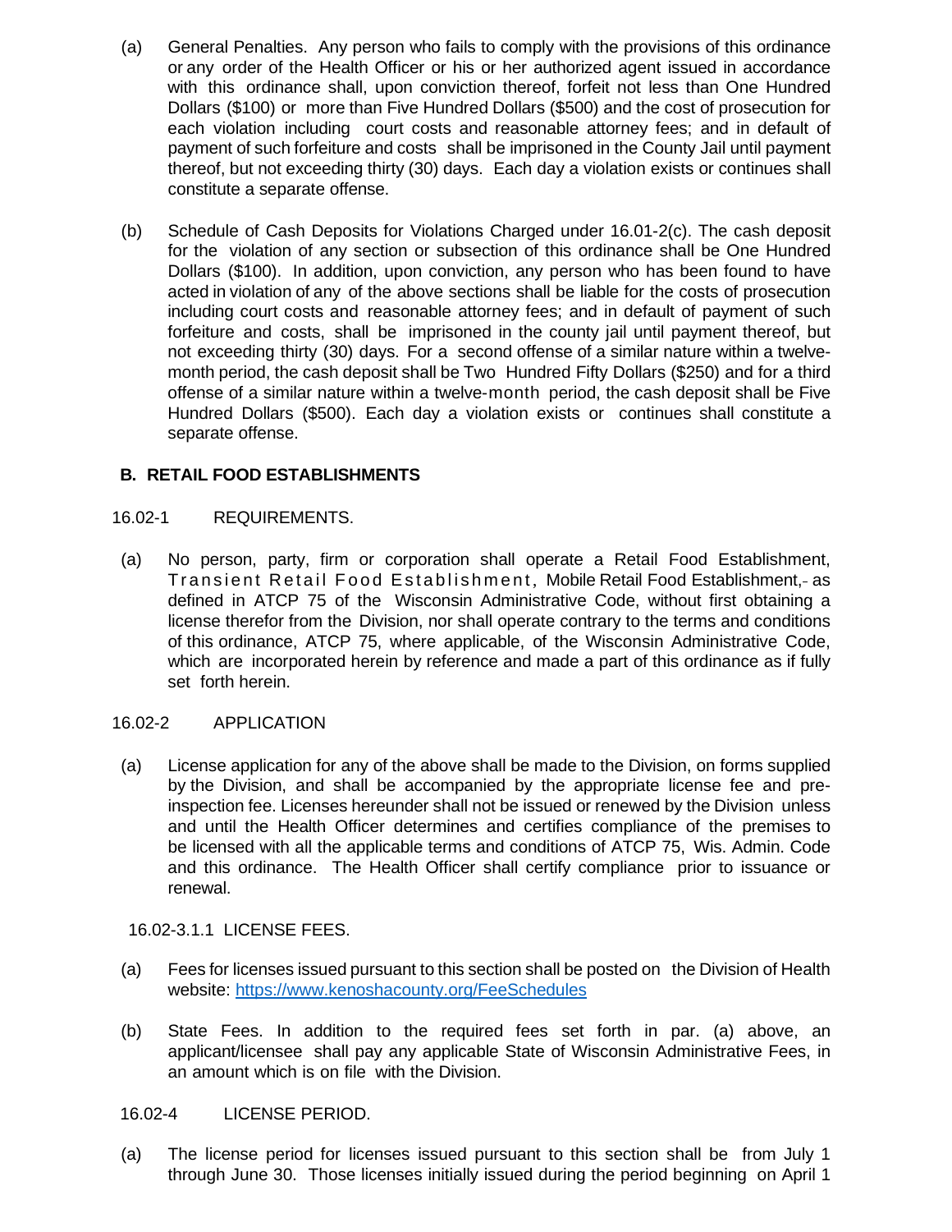(a) General Penalties. Any person who fails to comply with the provisions of this ordinance or any order of the Health Officer or his or her authorized agent issued in accordance with this ordinance shall, upon conviction thereof, forfeit not less than One Hundred Dollars ($100) or more than Five Hundred Dollars ($500) and the cost of prosecution for each violation including court costs and reasonable attorney fees; and in default of payment of such forfeiture and costs shall be imprisoned in the County Jail until payment thereof, but not exceeding thirty (30) days. Each day a violation exists or continues shall constitute a separate offense.

(b) Schedule of Cash Deposits for Violations Charged under 16.01-2(c). The cash deposit for the violation of any section or subsection of this ordinance shall be One Hundred Dollars ($100). In addition, upon conviction, any person who has been found to have acted in violation of any of the above sections shall be liable for the costs of prosecution including court costs and reasonable attorney fees; and in default of payment of such forfeiture and costs, shall be imprisoned in the county jail until payment thereof, but not exceeding thirty (30) days. For a second offense of a similar nature within a twelve-month period, the cash deposit shall be Two Hundred Fifty Dollars ($250) and for a third offense of a similar nature within a twelve-month period, the cash deposit shall be Five Hundred Dollars ($500). Each day a violation exists or continues shall constitute a separate offense.

## B. RETAIL FOOD ESTABLISHMENTS

16.02-1 REQUIREMENTS.

(a) No person, party, firm or corporation shall operate a Retail Food Establishment, Transient Retail Food Establishment, Mobile Retail Food Establishment, as defined in ATCP 75 of the Wisconsin Administrative Code, without first obtaining a license therefor from the Division, nor shall operate contrary to the terms and conditions of this ordinance, ATCP 75, where applicable, of the Wisconsin Administrative Code, which are incorporated herein by reference and made a part of this ordinance as if fully set forth herein.

16.02-2 APPLICATION

(a) License application for any of the above shall be made to the Division, on forms supplied by the Division, and shall be accompanied by the appropriate license fee and pre-inspection fee. Licenses hereunder shall not be issued or renewed by the Division unless and until the Health Officer determines and certifies compliance of the premises to be licensed with all the applicable terms and conditions of ATCP 75, Wis. Admin. Code and this ordinance. The Health Officer shall certify compliance prior to issuance or renewal.

16.02-3.1.1 LICENSE FEES.

(a) Fees for licenses issued pursuant to this section shall be posted on the Division of Health website: https://www.kenoshacounty.org/FeeSchedules

(b) State Fees. In addition to the required fees set forth in par. (a) above, an applicant/licensee shall pay any applicable State of Wisconsin Administrative Fees, in an amount which is on file with the Division.

16.02-4 LICENSE PERIOD.

(a) The license period for licenses issued pursuant to this section shall be from July 1 through June 30. Those licenses initially issued during the period beginning on April 1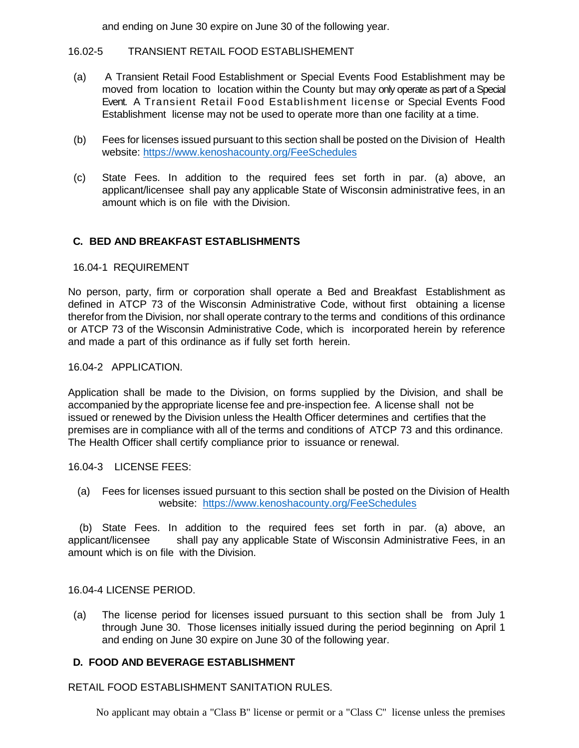and ending on June 30 expire on June 30 of the following year.

16.02-5 TRANSIENT RETAIL FOOD ESTABLISHEMENT

(a) A Transient Retail Food Establishment or Special Events Food Establishment may be moved from location to location within the County but may only operate as part of a Special Event. A Transient Retail Food Establishment license or Special Events Food Establishment license may not be used to operate more than one facility at a time.

(b) Fees for licenses issued pursuant to this section shall be posted on the Division of Health website: https://www.kenoshacounty.org/FeeSchedules

(c) State Fees. In addition to the required fees set forth in par. (a) above, an applicant/licensee shall pay any applicable State of Wisconsin administrative fees, in an amount which is on file with the Division.

## C. BED AND BREAKFAST ESTABLISHMENTS

16.04-1 REQUIREMENT

No person, party, firm or corporation shall operate a Bed and Breakfast Establishment as defined in ATCP 73 of the Wisconsin Administrative Code, without first obtaining a license therefor from the Division, nor shall operate contrary to the terms and conditions of this ordinance or ATCP 73 of the Wisconsin Administrative Code, which is incorporated herein by reference and made a part of this ordinance as if fully set forth herein.

16.04-2 APPLICATION.

Application shall be made to the Division, on forms supplied by the Division, and shall be accompanied by the appropriate license fee and pre-inspection fee. A license shall not be issued or renewed by the Division unless the Health Officer determines and certifies that the premises are in compliance with all of the terms and conditions of ATCP 73 and this ordinance. The Health Officer shall certify compliance prior to issuance or renewal.

16.04-3 LICENSE FEES:

(a) Fees for licenses issued pursuant to this section shall be posted on the Division of Health website: https://www.kenoshacounty.org/FeeSchedules

(b) State Fees. In addition to the required fees set forth in par. (a) above, an applicant/licensee shall pay any applicable State of Wisconsin Administrative Fees, in an amount which is on file with the Division.

16.04-4 LICENSE PERIOD.

(a) The license period for licenses issued pursuant to this section shall be from July 1 through June 30. Those licenses initially issued during the period beginning on April 1 and ending on June 30 expire on June 30 of the following year.

## D. FOOD AND BEVERAGE ESTABLISHMENT

RETAIL FOOD ESTABLISHMENT SANITATION RULES.

No applicant may obtain a "Class B" license or permit or a "Class C" license unless the premises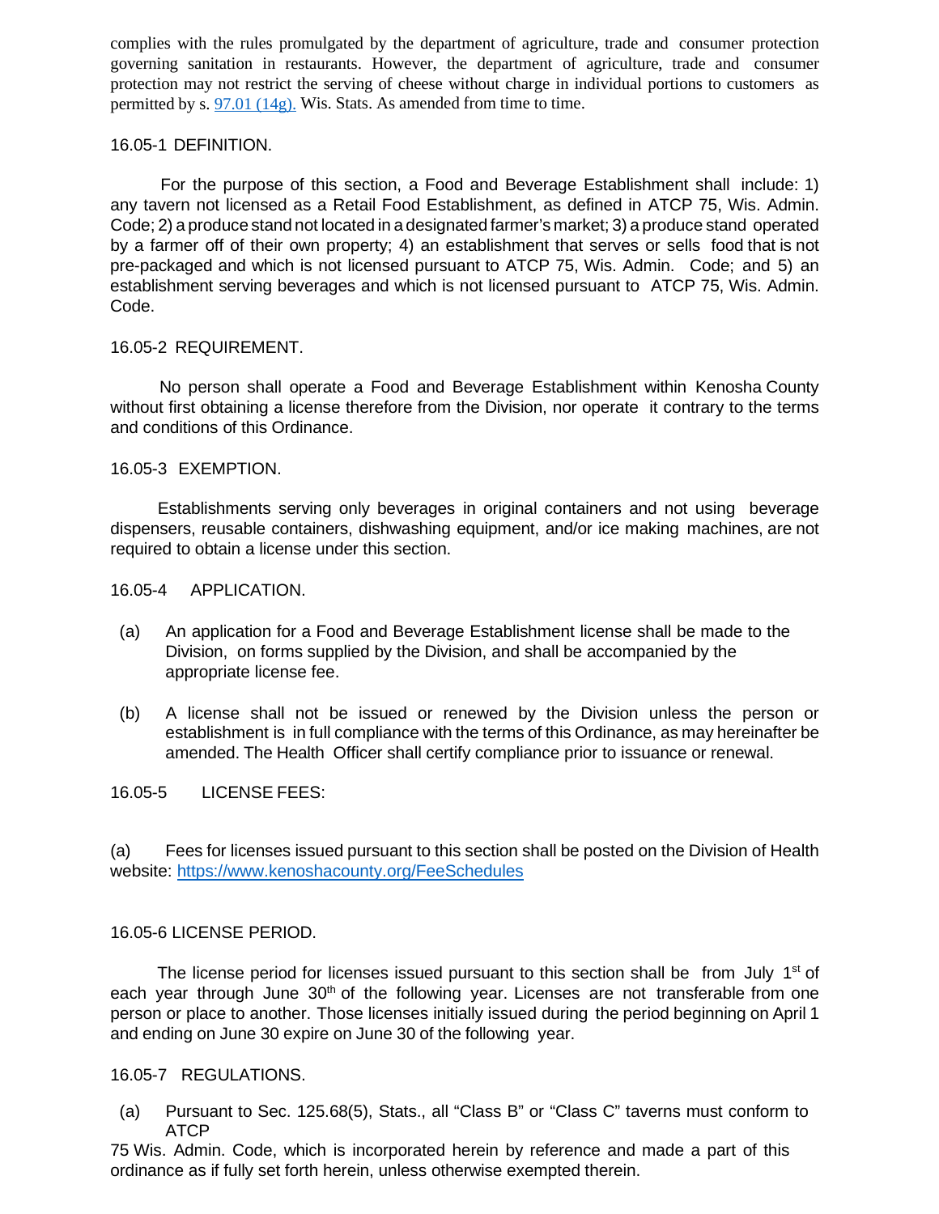complies with the rules promulgated by the department of agriculture, trade and consumer protection governing sanitation in restaurants. However, the department of agriculture, trade and consumer protection may not restrict the serving of cheese without charge in individual portions to customers as permitted by s. 97.01 (14g). Wis. Stats. As amended from time to time.

16.05-1 DEFINITION.

For the purpose of this section, a Food and Beverage Establishment shall include: 1) any tavern not licensed as a Retail Food Establishment, as defined in ATCP 75, Wis. Admin. Code; 2) a produce stand not located in a designated farmer's market; 3) a produce stand operated by a farmer off of their own property; 4) an establishment that serves or sells food that is not pre-packaged and which is not licensed pursuant to ATCP 75, Wis. Admin. Code; and 5) an establishment serving beverages and which is not licensed pursuant to ATCP 75, Wis. Admin. Code.

16.05-2 REQUIREMENT.

No person shall operate a Food and Beverage Establishment within Kenosha County without first obtaining a license therefore from the Division, nor operate it contrary to the terms and conditions of this Ordinance.

16.05-3 EXEMPTION.

Establishments serving only beverages in original containers and not using beverage dispensers, reusable containers, dishwashing equipment, and/or ice making machines, are not required to obtain a license under this section.

16.05-4 APPLICATION.

(a) An application for a Food and Beverage Establishment license shall be made to the Division, on forms supplied by the Division, and shall be accompanied by the appropriate license fee.

(b) A license shall not be issued or renewed by the Division unless the person or establishment is in full compliance with the terms of this Ordinance, as may hereinafter be amended. The Health Officer shall certify compliance prior to issuance or renewal.

16.05-5 LICENSE FEES:

(a) Fees for licenses issued pursuant to this section shall be posted on the Division of Health website: https://www.kenoshacounty.org/FeeSchedules

16.05-6 LICENSE PERIOD.

The license period for licenses issued pursuant to this section shall be from July 1st of each year through June 30th of the following year. Licenses are not transferable from one person or place to another. Those licenses initially issued during the period beginning on April 1 and ending on June 30 expire on June 30 of the following year.

16.05-7 REGULATIONS.

(a) Pursuant to Sec. 125.68(5), Stats., all "Class B" or "Class C" taverns must conform to ATCP 75 Wis. Admin. Code, which is incorporated herein by reference and made a part of this ordinance as if fully set forth herein, unless otherwise exempted therein.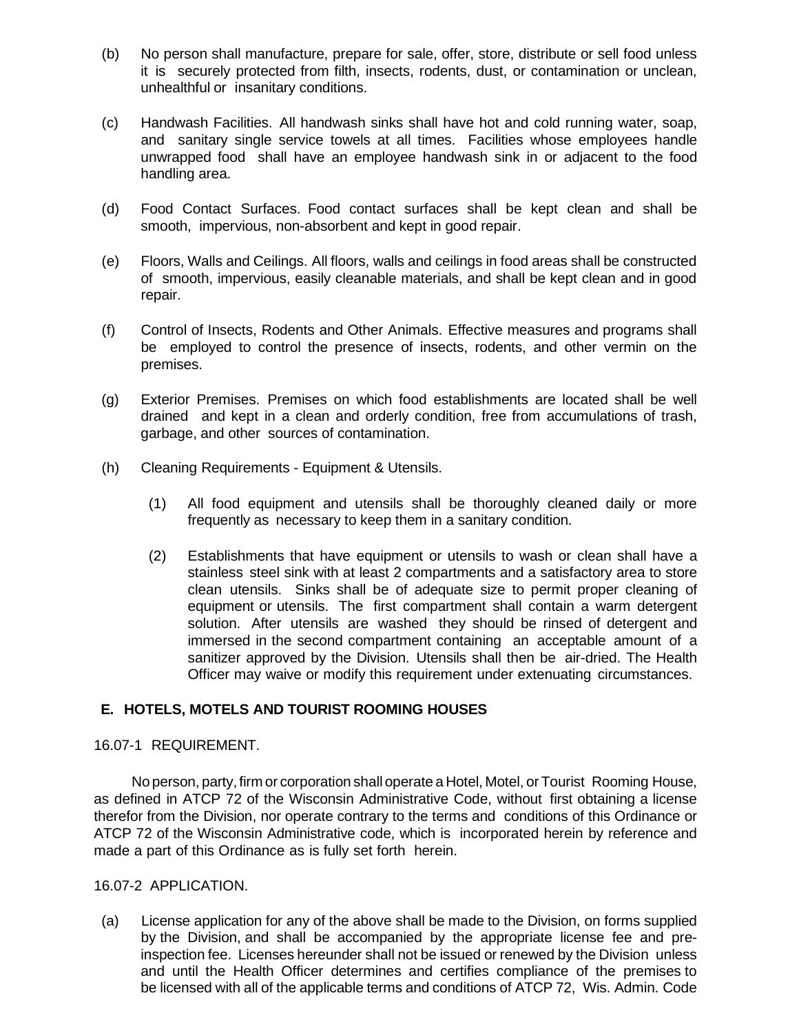(b) No person shall manufacture, prepare for sale, offer, store, distribute or sell food unless it is securely protected from filth, insects, rodents, dust, or contamination or unclean, unhealthful or insanitary conditions.

(c) Handwash Facilities. All handwash sinks shall have hot and cold running water, soap, and sanitary single service towels at all times. Facilities whose employees handle unwrapped food shall have an employee handwash sink in or adjacent to the food handling area.

(d) Food Contact Surfaces. Food contact surfaces shall be kept clean and shall be smooth, impervious, non-absorbent and kept in good repair.

(e) Floors, Walls and Ceilings. All floors, walls and ceilings in food areas shall be constructed of smooth, impervious, easily cleanable materials, and shall be kept clean and in good repair.

(f) Control of Insects, Rodents and Other Animals. Effective measures and programs shall be employed to control the presence of insects, rodents, and other vermin on the premises.

(g) Exterior Premises. Premises on which food establishments are located shall be well drained and kept in a clean and orderly condition, free from accumulations of trash, garbage, and other sources of contamination.

(h) Cleaning Requirements - Equipment & Utensils.

 (1) All food equipment and utensils shall be thoroughly cleaned daily or more frequently as necessary to keep them in a sanitary condition.

 (2) Establishments that have equipment or utensils to wash or clean shall have a stainless steel sink with at least 2 compartments and a satisfactory area to store clean utensils. Sinks shall be of adequate size to permit proper cleaning of equipment or utensils. The first compartment shall contain a warm detergent solution. After utensils are washed they should be rinsed of detergent and immersed in the second compartment containing an acceptable amount of a sanitizer approved by the Division. Utensils shall then be air-dried. The Health Officer may waive or modify this requirement under extenuating circumstances.

### E. HOTELS, MOTELS AND TOURIST ROOMING HOUSES

16.07-1 REQUIREMENT.

No person, party, firm or corporation shall operate a Hotel, Motel, or Tourist Rooming House, as defined in ATCP 72 of the Wisconsin Administrative Code, without first obtaining a license therefor from the Division, nor operate contrary to the terms and conditions of this Ordinance or ATCP 72 of the Wisconsin Administrative code, which is incorporated herein by reference and made a part of this Ordinance as is fully set forth herein.

16.07-2 APPLICATION.

(a) License application for any of the above shall be made to the Division, on forms supplied by the Division, and shall be accompanied by the appropriate license fee and pre-inspection fee. Licenses hereunder shall not be issued or renewed by the Division unless and until the Health Officer determines and certifies compliance of the premises to be licensed with all of the applicable terms and conditions of ATCP 72, Wis. Admin. Code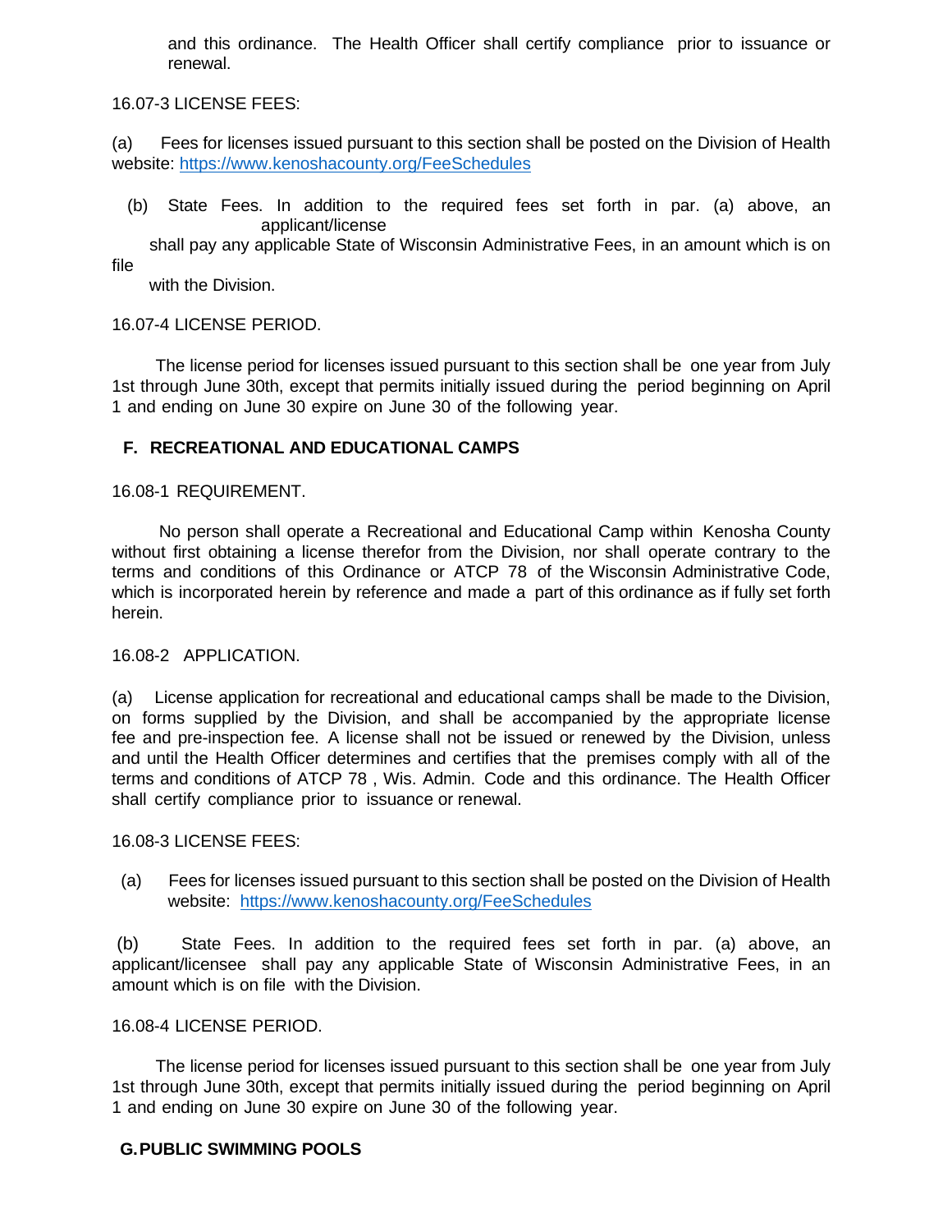and this ordinance. The Health Officer shall certify compliance prior to issuance or renewal.

16.07-3 LICENSE FEES:

(a) Fees for licenses issued pursuant to this section shall be posted on the Division of Health website: https://www.kenoshacounty.org/FeeSchedules

(b) State Fees. In addition to the required fees set forth in par. (a) above, an applicant/license shall pay any applicable State of Wisconsin Administrative Fees, in an amount which is on file with the Division.

16.07-4 LICENSE PERIOD.

The license period for licenses issued pursuant to this section shall be one year from July 1st through June 30th, except that permits initially issued during the period beginning on April 1 and ending on June 30 expire on June 30 of the following year.

## F. RECREATIONAL AND EDUCATIONAL CAMPS

16.08-1 REQUIREMENT.

No person shall operate a Recreational and Educational Camp within Kenosha County without first obtaining a license therefor from the Division, nor shall operate contrary to the terms and conditions of this Ordinance or ATCP 78 of the Wisconsin Administrative Code, which is incorporated herein by reference and made a part of this ordinance as if fully set forth herein.

16.08-2 APPLICATION.

(a) License application for recreational and educational camps shall be made to the Division, on forms supplied by the Division, and shall be accompanied by the appropriate license fee and pre-inspection fee. A license shall not be issued or renewed by the Division, unless and until the Health Officer determines and certifies that the premises comply with all of the terms and conditions of ATCP 78 , Wis. Admin. Code and this ordinance. The Health Officer shall certify compliance prior to issuance or renewal.

16.08-3 LICENSE FEES:

(a) Fees for licenses issued pursuant to this section shall be posted on the Division of Health website: https://www.kenoshacounty.org/FeeSchedules

(b) State Fees. In addition to the required fees set forth in par. (a) above, an applicant/licensee shall pay any applicable State of Wisconsin Administrative Fees, in an amount which is on file with the Division.

16.08-4 LICENSE PERIOD.

The license period for licenses issued pursuant to this section shall be one year from July 1st through June 30th, except that permits initially issued during the period beginning on April 1 and ending on June 30 expire on June 30 of the following year.

## G. PUBLIC SWIMMING POOLS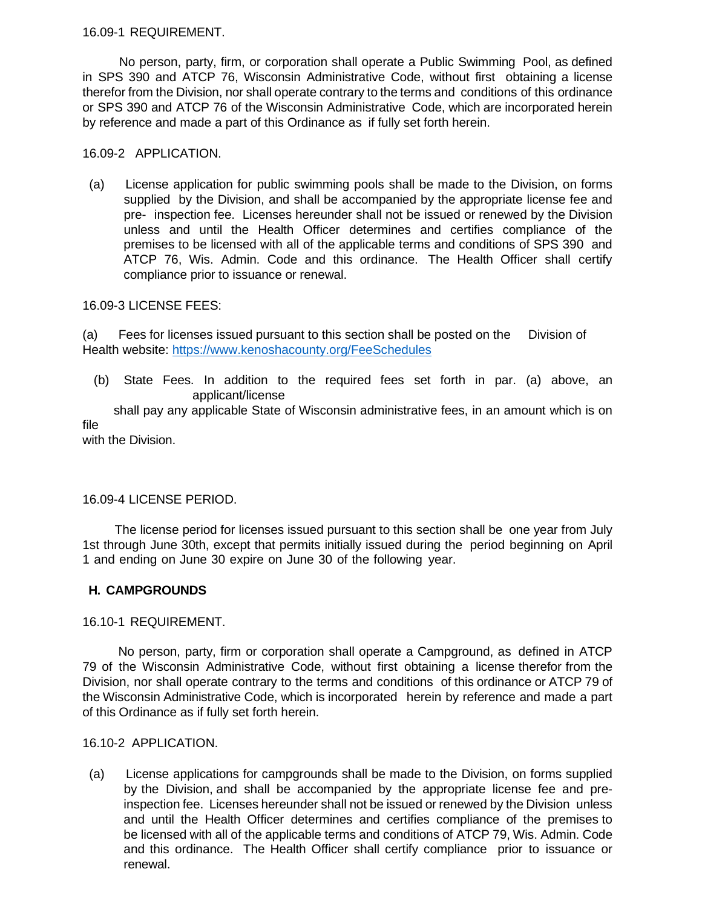16.09-1 REQUIREMENT.

No person, party, firm, or corporation shall operate a Public Swimming Pool, as defined in SPS 390 and ATCP 76, Wisconsin Administrative Code, without first obtaining a license therefor from the Division, nor shall operate contrary to the terms and conditions of this ordinance or SPS 390 and ATCP 76 of the Wisconsin Administrative Code, which are incorporated herein by reference and made a part of this Ordinance as if fully set forth herein.

16.09-2 APPLICATION.

(a) License application for public swimming pools shall be made to the Division, on forms supplied by the Division, and shall be accompanied by the appropriate license fee and pre- inspection fee. Licenses hereunder shall not be issued or renewed by the Division unless and until the Health Officer determines and certifies compliance of the premises to be licensed with all of the applicable terms and conditions of SPS 390 and ATCP 76, Wis. Admin. Code and this ordinance. The Health Officer shall certify compliance prior to issuance or renewal.

16.09-3 LICENSE FEES:

(a) Fees for licenses issued pursuant to this section shall be posted on the Division of Health website: https://www.kenoshacounty.org/FeeSchedules

(b) State Fees. In addition to the required fees set forth in par. (a) above, an applicant/license shall pay any applicable State of Wisconsin administrative fees, in an amount which is on file with the Division.

16.09-4 LICENSE PERIOD.

The license period for licenses issued pursuant to this section shall be one year from July 1st through June 30th, except that permits initially issued during the period beginning on April 1 and ending on June 30 expire on June 30 of the following year.

**H. CAMPGROUNDS**

16.10-1 REQUIREMENT.

No person, party, firm or corporation shall operate a Campground, as defined in ATCP 79 of the Wisconsin Administrative Code, without first obtaining a license therefor from the Division, nor shall operate contrary to the terms and conditions of this ordinance or ATCP 79 of the Wisconsin Administrative Code, which is incorporated herein by reference and made a part of this Ordinance as if fully set forth herein.

16.10-2 APPLICATION.

(a) License applications for campgrounds shall be made to the Division, on forms supplied by the Division, and shall be accompanied by the appropriate license fee and pre-inspection fee. Licenses hereunder shall not be issued or renewed by the Division unless and until the Health Officer determines and certifies compliance of the premises to be licensed with all of the applicable terms and conditions of ATCP 79, Wis. Admin. Code and this ordinance. The Health Officer shall certify compliance prior to issuance or renewal.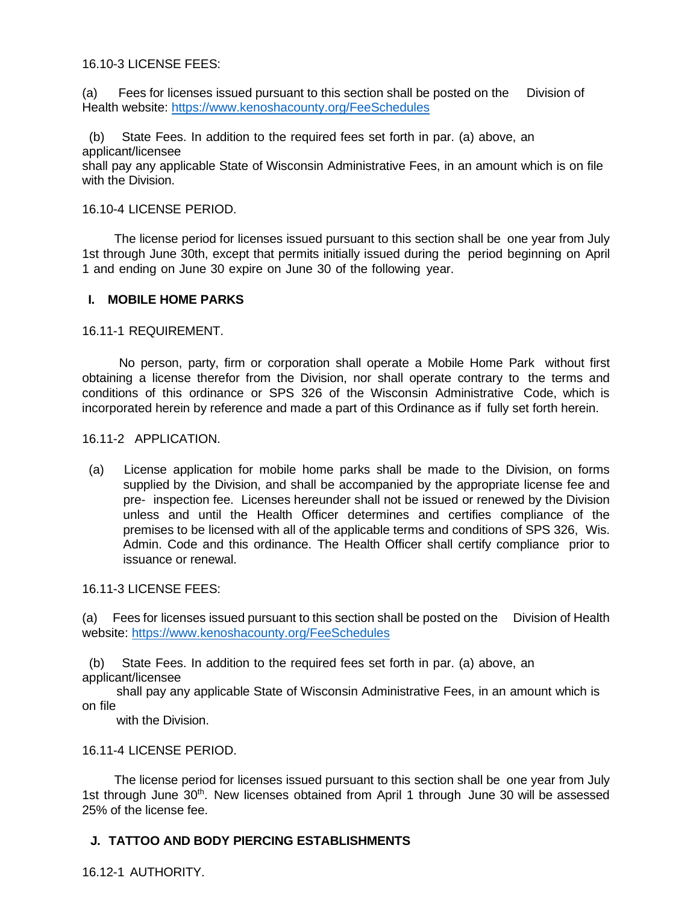16.10-3 LICENSE FEES:

(a) Fees for licenses issued pursuant to this section shall be posted on the Division of Health website: https://www.kenoshacounty.org/FeeSchedules

(b) State Fees. In addition to the required fees set forth in par. (a) above, an applicant/licensee shall pay any applicable State of Wisconsin Administrative Fees, in an amount which is on file with the Division.

16.10-4 LICENSE PERIOD.

The license period for licenses issued pursuant to this section shall be one year from July 1st through June 30th, except that permits initially issued during the period beginning on April 1 and ending on June 30 expire on June 30 of the following year.

## I. MOBILE HOME PARKS

16.11-1 REQUIREMENT.

No person, party, firm or corporation shall operate a Mobile Home Park without first obtaining a license therefor from the Division, nor shall operate contrary to the terms and conditions of this ordinance or SPS 326 of the Wisconsin Administrative Code, which is incorporated herein by reference and made a part of this Ordinance as if fully set forth herein.

16.11-2 APPLICATION.

(a) License application for mobile home parks shall be made to the Division, on forms supplied by the Division, and shall be accompanied by the appropriate license fee and pre- inspection fee. Licenses hereunder shall not be issued or renewed by the Division unless and until the Health Officer determines and certifies compliance of the premises to be licensed with all of the applicable terms and conditions of SPS 326, Wis. Admin. Code and this ordinance. The Health Officer shall certify compliance prior to issuance or renewal.

16.11-3 LICENSE FEES:

(a) Fees for licenses issued pursuant to this section shall be posted on the Division of Health website: https://www.kenoshacounty.org/FeeSchedules

(b) State Fees. In addition to the required fees set forth in par. (a) above, an applicant/licensee shall pay any applicable State of Wisconsin Administrative Fees, in an amount which is on file with the Division.

16.11-4 LICENSE PERIOD.

The license period for licenses issued pursuant to this section shall be one year from July 1st through June 30th. New licenses obtained from April 1 through June 30 will be assessed 25% of the license fee.

## J. TATTOO AND BODY PIERCING ESTABLISHMENTS

16.12-1 AUTHORITY.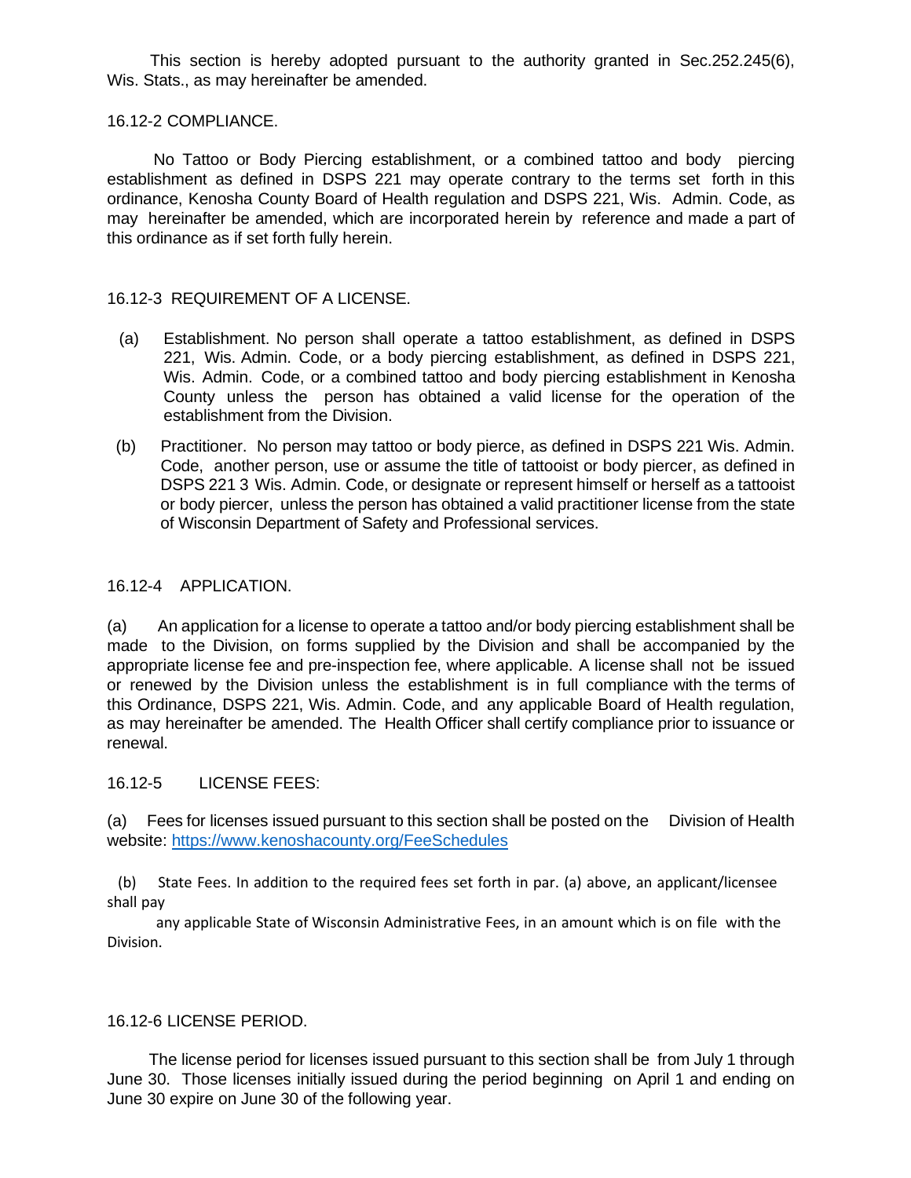This section is hereby adopted pursuant to the authority granted in Sec.252.245(6), Wis. Stats., as may hereinafter be amended.

16.12-2 COMPLIANCE.

No Tattoo or Body Piercing establishment, or a combined tattoo and body piercing establishment as defined in DSPS 221 may operate contrary to the terms set forth in this ordinance, Kenosha County Board of Health regulation and DSPS 221, Wis. Admin. Code, as may hereinafter be amended, which are incorporated herein by reference and made a part of this ordinance as if set forth fully herein.

16.12-3 REQUIREMENT OF A LICENSE.

(a) Establishment. No person shall operate a tattoo establishment, as defined in DSPS 221, Wis. Admin. Code, or a body piercing establishment, as defined in DSPS 221, Wis. Admin. Code, or a combined tattoo and body piercing establishment in Kenosha County unless the person has obtained a valid license for the operation of the establishment from the Division.

(b) Practitioner. No person may tattoo or body pierce, as defined in DSPS 221 Wis. Admin. Code, another person, use or assume the title of tattooist or body piercer, as defined in DSPS 221 3 Wis. Admin. Code, or designate or represent himself or herself as a tattooist or body piercer, unless the person has obtained a valid practitioner license from the state of Wisconsin Department of Safety and Professional services.

16.12-4 APPLICATION.

(a) An application for a license to operate a tattoo and/or body piercing establishment shall be made to the Division, on forms supplied by the Division and shall be accompanied by the appropriate license fee and pre-inspection fee, where applicable. A license shall not be issued or renewed by the Division unless the establishment is in full compliance with the terms of this Ordinance, DSPS 221, Wis. Admin. Code, and any applicable Board of Health regulation, as may hereinafter be amended. The Health Officer shall certify compliance prior to issuance or renewal.

16.12-5 LICENSE FEES:

(a) Fees for licenses issued pursuant to this section shall be posted on the Division of Health website: https://www.kenoshacounty.org/FeeSchedules

(b) State Fees. In addition to the required fees set forth in par. (a) above, an applicant/licensee shall pay any applicable State of Wisconsin Administrative Fees, in an amount which is on file with the Division.

16.12-6 LICENSE PERIOD.

The license period for licenses issued pursuant to this section shall be from July 1 through June 30. Those licenses initially issued during the period beginning on April 1 and ending on June 30 expire on June 30 of the following year.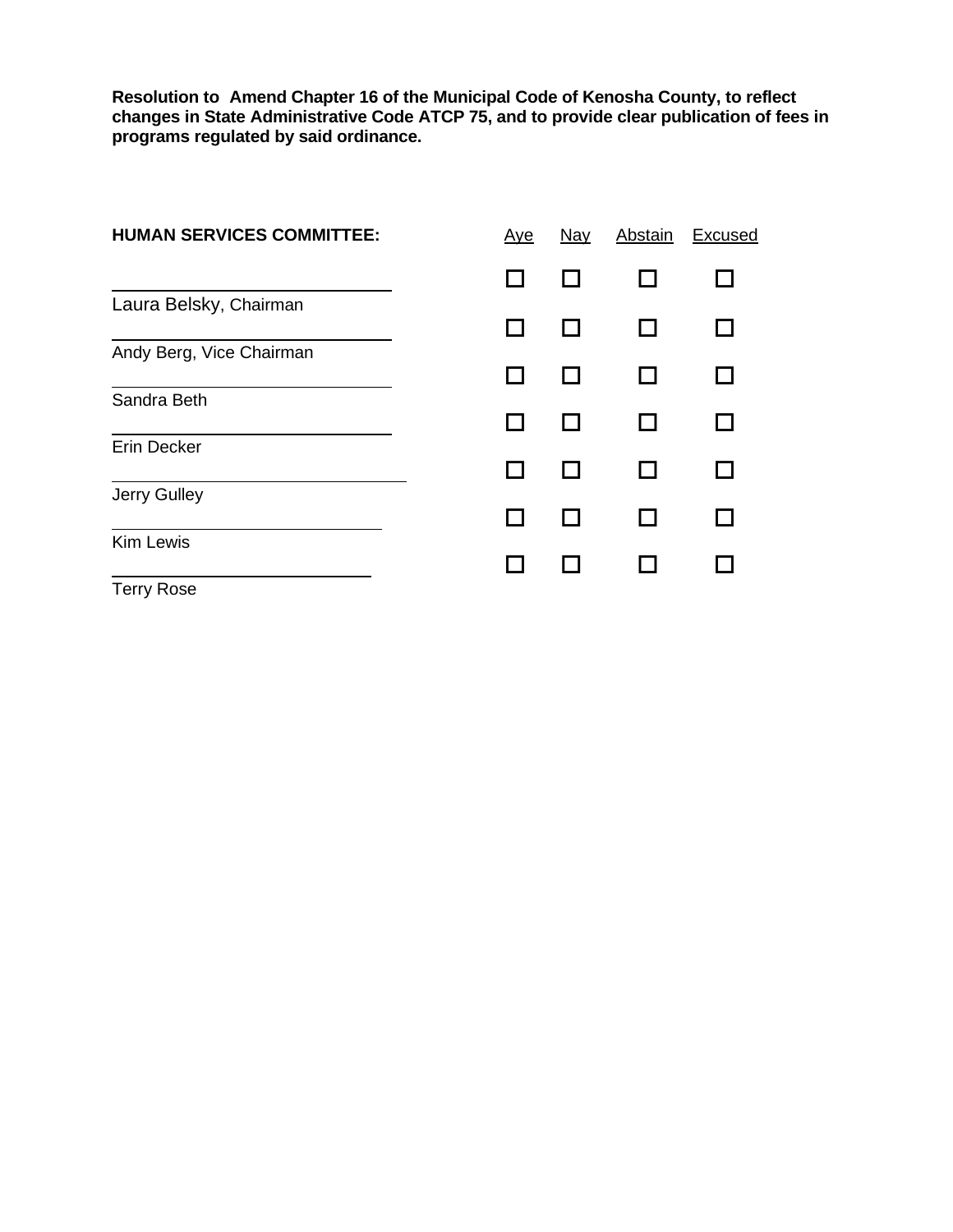**Resolution to Amend Chapter 16 of the Municipal Code of Kenosha County, to reflect changes in State Administrative Code ATCP 75, and to provide clear publication of fees in programs regulated by said ordinance.**

| HUMAN SERVICES COMMITTEE: | Aye | Nay | Abstain | Excused |
|---|---|---|---|---|
| Laura Belsky, Chairman | ☐ | ☐ | ☐ | ☐ |
| Andy Berg, Vice Chairman | ☐ | ☐ | ☐ | ☐ |
| Sandra Beth | ☐ | ☐ | ☐ | ☐ |
| Erin Decker | ☐ | ☐ | ☐ | ☐ |
| Jerry Gulley | ☐ | ☐ | ☐ | ☐ |
| Kim Lewis | ☐ | ☐ | ☐ | ☐ |
| Terry Rose | ☐ | ☐ | ☐ | ☐ |